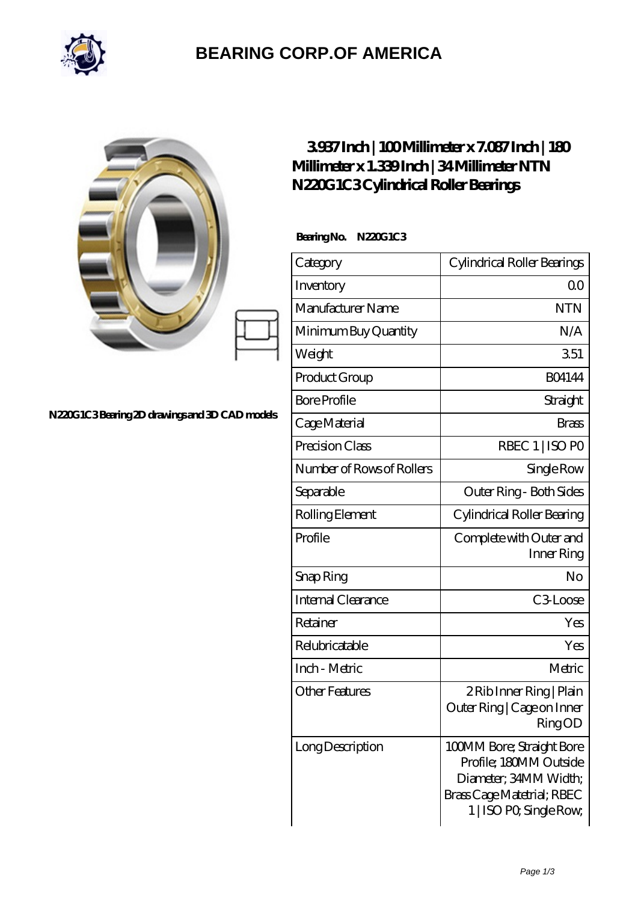# BEARING CORP.OF AMERICA

N220G1C3 Bearing 2D drawings and 3D CAD models

## 3.937 Inch | 100 Millimeter x 7.087 Inch | 180 Millimeter x 1.339 Inch | 34 Millimeter NTN N220G1C3 Cylindrical Roller Bearings

**Bearing No. N220G1C3**

| | |
|---|---|
| Category | Cylindrical Roller Bearings |
| Inventory | 0.0 |
| Manufacturer Name | NTN |
| Minimum Buy Quantity | N/A |
| Weight | 3.51 |
| Product Group | B04144 |
| Bore Profile | Straight |
| Cage Material | Brass |
| Precision Class | RBEC 1 \| ISO P0 |
| Number of Rows of Rollers | Single Row |
| Separable | Outer Ring - Both Sides |
| Rolling Element | Cylindrical Roller Bearing |
| Profile | Complete with Outer and Inner Ring |
| Snap Ring | No |
| Internal Clearance | C3-Loose |
| Retainer | Yes |
| Relubricatable | Yes |
| Inch - Metric | Metric |
| Other Features | 2 Rib Inner Ring \| Plain Outer Ring \| Cage on Inner Ring OD |
| Long Description | 100MM Bore; Straight Bore Profile; 180MM Outside Diameter; 34MM Width; Brass Cage Matetrial; RBEC 1 \| ISO P0; Single Row; |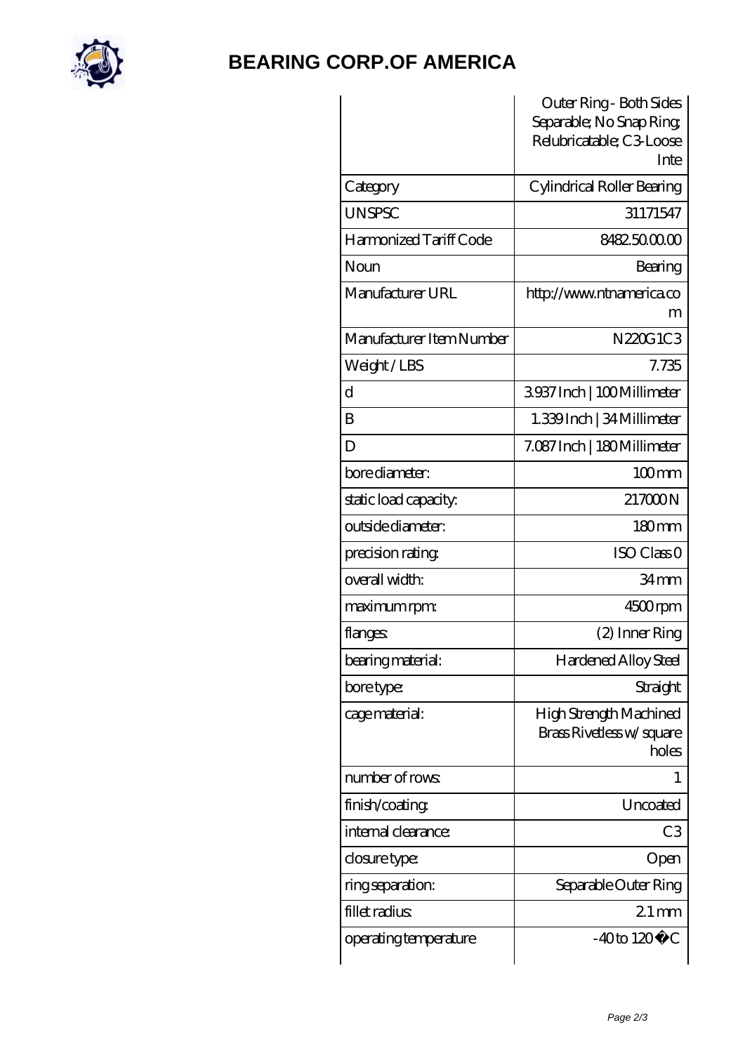# BEARING CORP.OF AMERICA

| | Outer Ring - Both Sides Separable; No Snap Ring; Relubricatable; C3-Loose Inte |
|---|---|
| Category | Cylindrical Roller Bearing |
| UNSPSC | 31171547 |
| Harmonized Tariff Code | 8482.50.00.00 |
| Noun | Bearing |
| Manufacturer URL | http://www.ntnamerica.com |
| Manufacturer Item Number | N220G1C3 |
| Weight / LBS | 7.735 |
| d | 3.937 Inch \| 100 Millimeter |
| B | 1.339 Inch \| 34 Millimeter |
| D | 7.087 Inch \| 180 Millimeter |
| bore diameter: | 100 mm |
| static load capacity: | 217000 N |
| outside diameter: | 180 mm |
| precision rating: | ISO Class 0 |
| overall width: | 34 mm |
| maximum rpm: | 4500 rpm |
| flanges: | (2) Inner Ring |
| bearing material: | Hardened Alloy Steel |
| bore type: | Straight |
| cage material: | High Strength Machined Brass Rivetless w/ square holes |
| number of rows: | 1 |
| finish/coating: | Uncoated |
| internal clearance: | C3 |
| closure type: | Open |
| ring separation: | Separable Outer Ring |
| fillet radius: | 2.1 mm |
| operating temperature | -40 to 120 �C |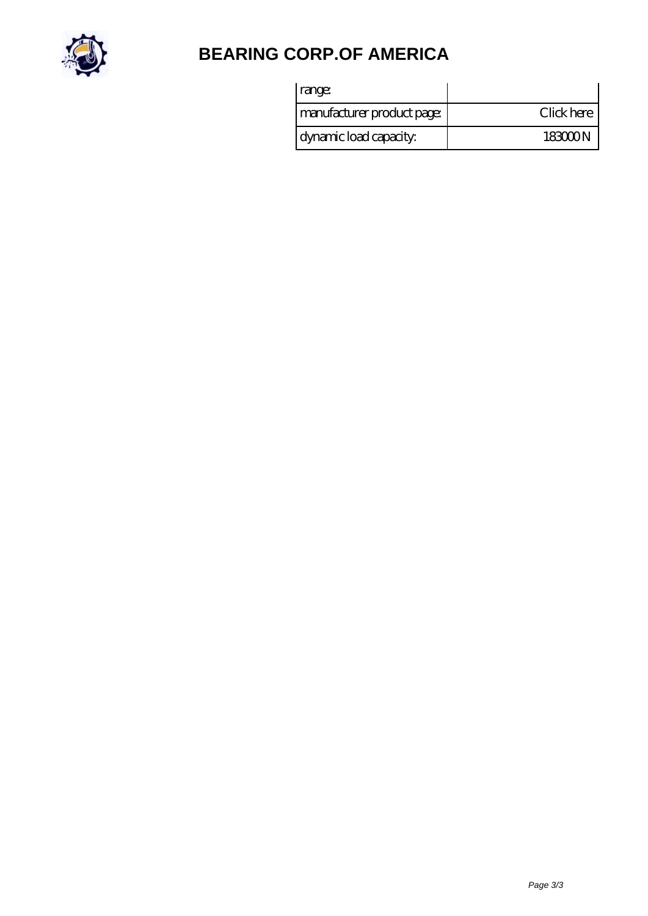| | |
|---|---|
| range: | |
| manufacturer product page: | Click here |
| dynamic load capacity: | 183000 N |